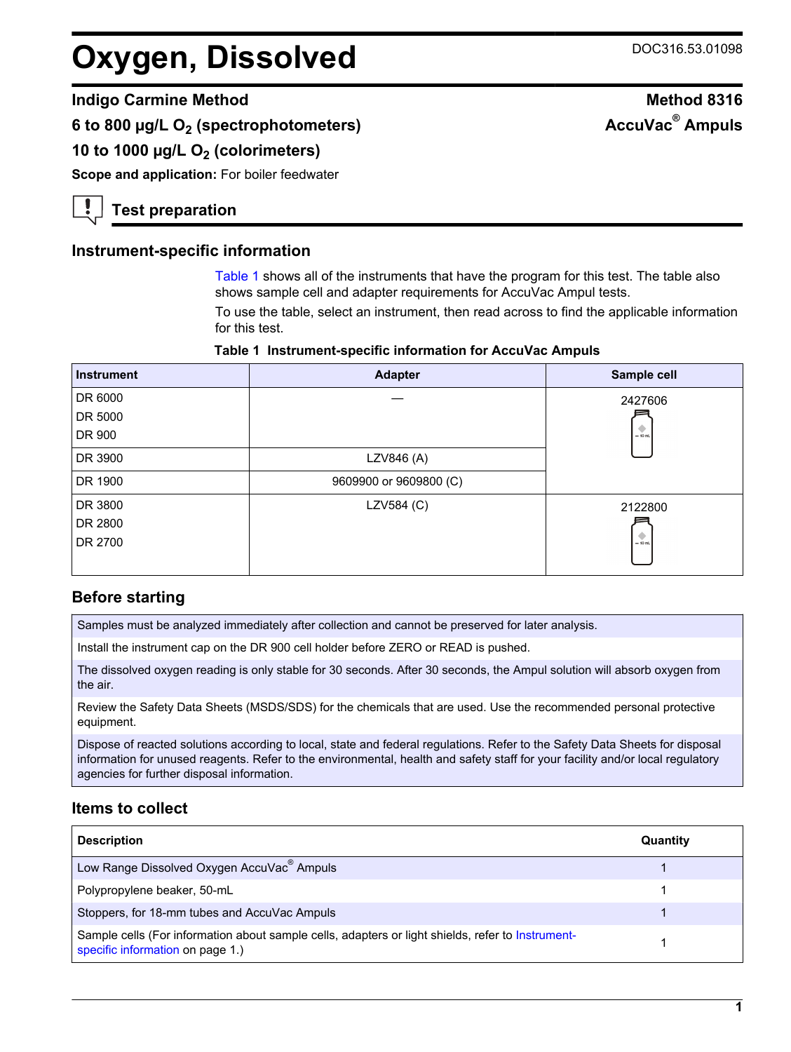# Oxygen, Dissolved

DOC316.53.01098

## Indigo Carmine Method

**Method 8316**

**6 to 800 µg/L $O_2$ (spectrophotometers)**

**AccuVac® Ampuls**

**10 to 1000 µg/L $O_2$ (colorimeters)**

**Scope and application:** For boiler feedwater

## Test preparation

### Instrument-specific information

Table 1 shows all of the instruments that have the program for this test. The table also shows sample cell and adapter requirements for AccuVac Ampul tests.

To use the table, select an instrument, then read across to find the applicable information for this test.

**Table 1 Instrument-specific information for AccuVac Ampuls**

| Instrument | Adapter | Sample cell |
| --- | --- | --- |
| DR 6000<br>DR 5000<br>DR 900 | — | 2427606 |
| DR 3900 | LZV846 (A) | 2427606 |
| DR 1900 | 9609900 or 9609800 (C) | 2427606 |
| DR 3800<br>DR 2800<br>DR 2700 | LZV584 (C) | 2122800 |

### Before starting

Samples must be analyzed immediately after collection and cannot be preserved for later analysis.

Install the instrument cap on the DR 900 cell holder before ZERO or READ is pushed.

The dissolved oxygen reading is only stable for 30 seconds. After 30 seconds, the Ampul solution will absorb oxygen from the air.

Review the Safety Data Sheets (MSDS/SDS) for the chemicals that are used. Use the recommended personal protective equipment.

Dispose of reacted solutions according to local, state and federal regulations. Refer to the Safety Data Sheets for disposal information for unused reagents. Refer to the environmental, health and safety staff for your facility and/or local regulatory agencies for further disposal information.

### Items to collect

| Description | Quantity |
| --- | --- |
| Low Range Dissolved Oxygen AccuVac® Ampuls | 1 |
| Polypropylene beaker, 50-mL | 1 |
| Stoppers, for 18-mm tubes and AccuVac Ampuls | 1 |
| Sample cells (For information about sample cells, adapters or light shields, refer to Instrument-specific information on page 1.) | 1 |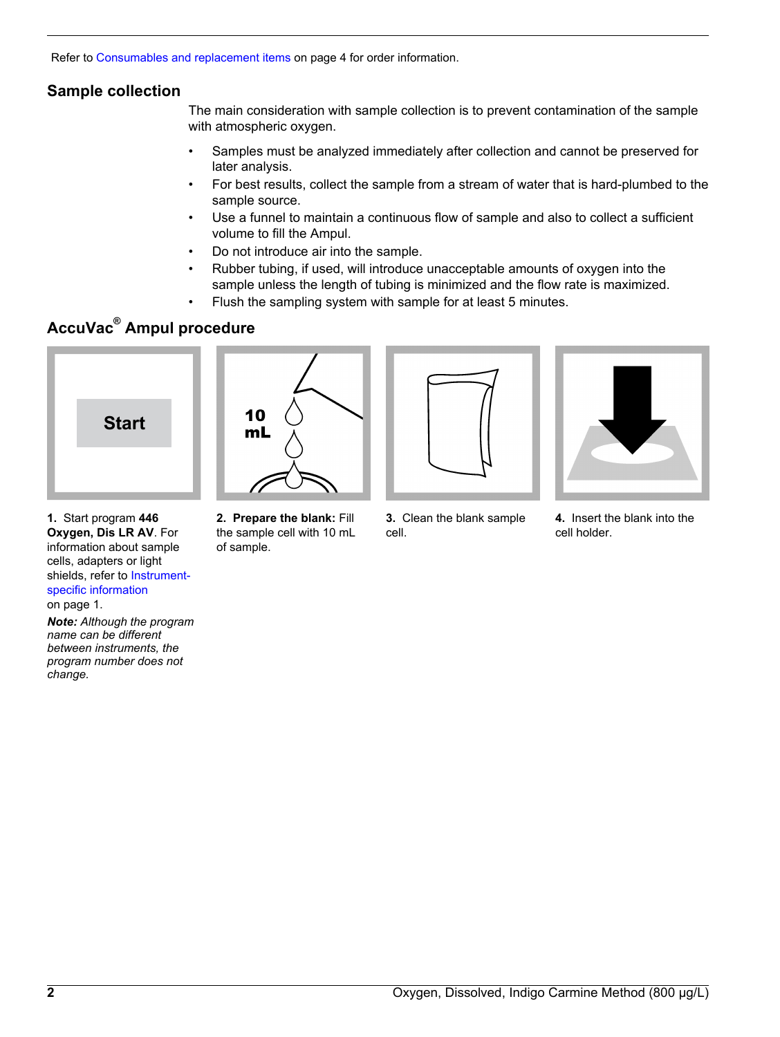Refer to Consumables and replacement items on page 4 for order information.

## Sample collection

The main consideration with sample collection is to prevent contamination of the sample with atmospheric oxygen.

- Samples must be analyzed immediately after collection and cannot be preserved for later analysis.
- For best results, collect the sample from a stream of water that is hard-plumbed to the sample source.
- Use a funnel to maintain a continuous flow of sample and also to collect a sufficient volume to fill the Ampul.
- Do not introduce air into the sample.
- Rubber tubing, if used, will introduce unacceptable amounts of oxygen into the sample unless the length of tubing is minimized and the flow rate is maximized.
- Flush the sampling system with sample for at least 5 minutes.

## AccuVac® Ampul procedure

**1.** Start program **446 Oxygen, Dis LR AV**. For information about sample cells, adapters or light shields, refer to Instrument-specific information on page 1.

***Note:** Although the program name can be different between instruments, the program number does not change.*

**2. Prepare the blank:** Fill the sample cell with 10 mL of sample.

**3.** Clean the blank sample cell.

**4.** Insert the blank into the cell holder.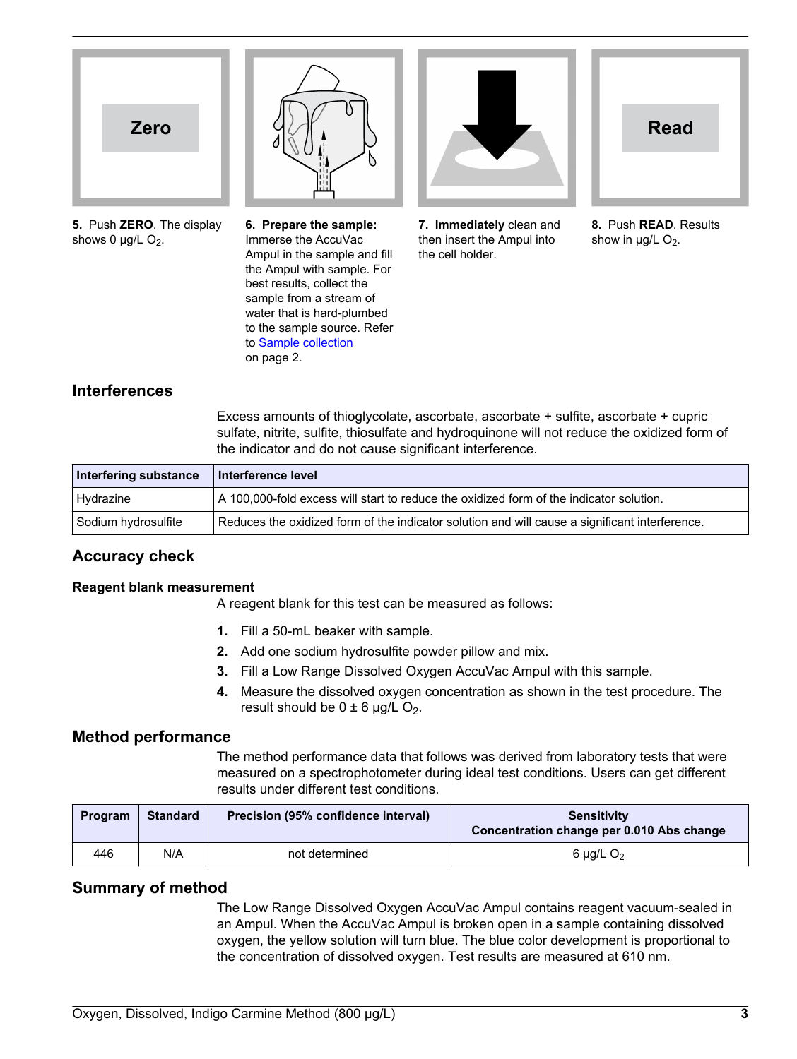Zero

**5.** Push **ZERO**. The display shows 0 µg/L $O_2$.

**6. Prepare the sample:** Immerse the AccuVac Ampul in the sample and fill the Ampul with sample. For best results, collect the sample from a stream of water that is hard-plumbed to the sample source. Refer to Sample collection on page 2.

**7. Immediately** clean and then insert the Ampul into the cell holder.

Read

**8.** Push **READ**. Results show in µg/L $O_2$.

## Interferences

Excess amounts of thioglycolate, ascorbate, ascorbate + sulfite, ascorbate + cupric sulfate, nitrite, sulfite, thiosulfate and hydroquinone will not reduce the oxidized form of the indicator and do not cause significant interference.

| Interfering substance | Interference level |
|---|---|
| Hydrazine | A 100,000-fold excess will start to reduce the oxidized form of the indicator solution. |
| Sodium hydrosulfite | Reduces the oxidized form of the indicator solution and will cause a significant interference. |

## Accuracy check

### Reagent blank measurement

A reagent blank for this test can be measured as follows:

1. Fill a 50-mL beaker with sample.
2. Add one sodium hydrosulfite powder pillow and mix.
3. Fill a Low Range Dissolved Oxygen AccuVac Ampul with this sample.
4. Measure the dissolved oxygen concentration as shown in the test procedure. The result should be 0 ± 6 µg/L $O_2$.

## Method performance

The method performance data that follows was derived from laboratory tests that were measured on a spectrophotometer during ideal test conditions. Users can get different results under different test conditions.

| Program | Standard | Precision (95% confidence interval) | Sensitivity Concentration change per 0.010 Abs change |
|---|---|---|---|
| 446 | N/A | not determined | 6 µg/L $O_2$ |

## Summary of method

The Low Range Dissolved Oxygen AccuVac Ampul contains reagent vacuum-sealed in an Ampul. When the AccuVac Ampul is broken open in a sample containing dissolved oxygen, the yellow solution will turn blue. The blue color development is proportional to the concentration of dissolved oxygen. Test results are measured at 610 nm.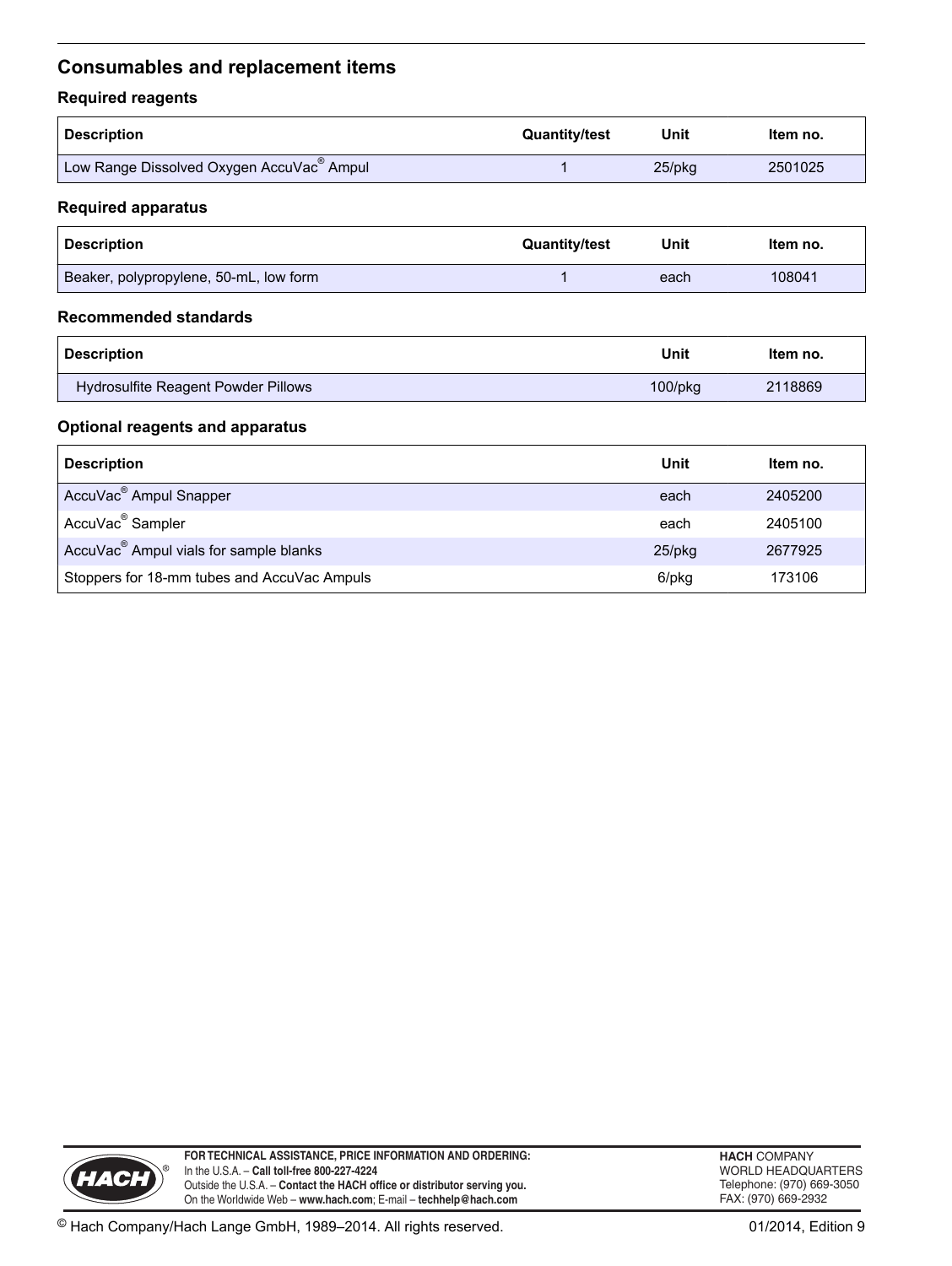## Consumables and replacement items

### Required reagents

| Description | Quantity/test | Unit | Item no. |
|---|---|---|---|
| Low Range Dissolved Oxygen AccuVac® Ampul | 1 | 25/pkg | 2501025 |

### Required apparatus

| Description | Quantity/test | Unit | Item no. |
|---|---|---|---|
| Beaker, polypropylene, 50-mL, low form | 1 | each | 108041 |

### Recommended standards

| Description | Unit | Item no. |
|---|---|---|
| Hydrosulfite Reagent Powder Pillows | 100/pkg | 2118869 |

### Optional reagents and apparatus

| Description | Unit | Item no. |
|---|---|---|
| AccuVac® Ampul Snapper | each | 2405200 |
| AccuVac® Sampler | each | 2405100 |
| AccuVac® Ampul vials for sample blanks | 25/pkg | 2677925 |
| Stoppers for 18-mm tubes and AccuVac Ampuls | 6/pkg | 173106 |

**FOR TECHNICAL ASSISTANCE, PRICE INFORMATION AND ORDERING:**
In the U.S.A. – **Call toll-free 800-227-4224**
Outside the U.S.A. – **Contact the HACH office or distributor serving you.**
On the Worldwide Web – **www.hach.com**; E-mail – **techhelp@hach.com**

**HACH** COMPANY
WORLD HEADQUARTERS
Telephone: (970) 669-3050
FAX: (970) 669-2932

© Hach Company/Hach Lange GmbH, 1989–2014. All rights reserved.

01/2014, Edition 9